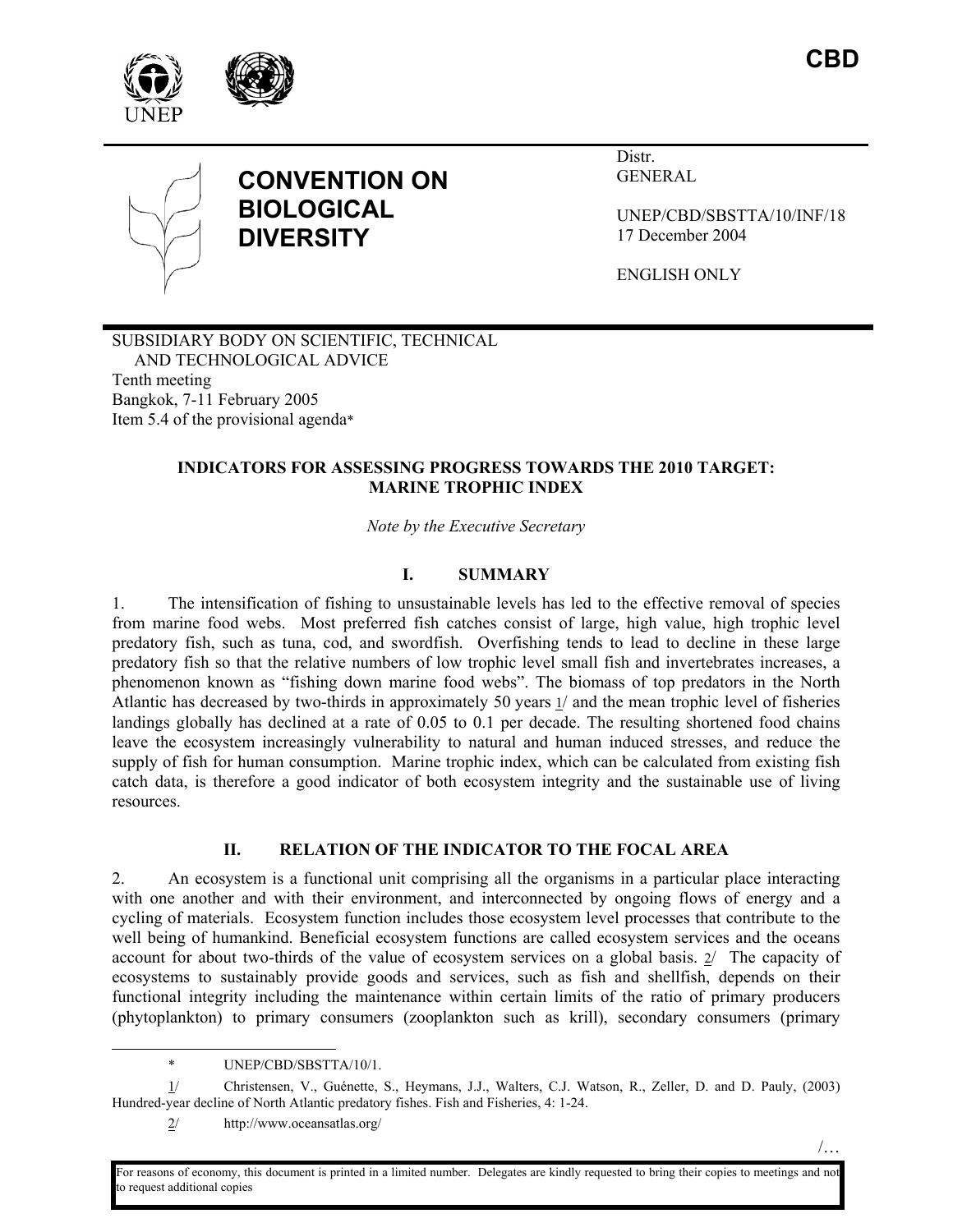CBD

# CONVENTION ON BIOLOGICAL DIVERSITY

Distr.
GENERAL

UNEP/CBD/SBSTTA/10/INF/18
17 December 2004

ENGLISH ONLY

SUBSIDIARY BODY ON SCIENTIFIC, TECHNICAL AND TECHNOLOGICAL ADVICE
Tenth meeting
Bangkok, 7-11 February 2005
Item 5.4 of the provisional agenda*

## INDICATORS FOR ASSESSING PROGRESS TOWARDS THE 2010 TARGET: MARINE TROPHIC INDEX

*Note by the Executive Secretary*

## I. SUMMARY

1. The intensification of fishing to unsustainable levels has led to the effective removal of species from marine food webs. Most preferred fish catches consist of large, high value, high trophic level predatory fish, such as tuna, cod, and swordfish. Overfishing tends to lead to decline in these large predatory fish so that the relative numbers of low trophic level small fish and invertebrates increases, a phenomenon known as "fishing down marine food webs". The biomass of top predators in the North Atlantic has decreased by two-thirds in approximately 50 years 1/ and the mean trophic level of fisheries landings globally has declined at a rate of 0.05 to 0.1 per decade. The resulting shortened food chains leave the ecosystem increasingly vulnerability to natural and human induced stresses, and reduce the supply of fish for human consumption. Marine trophic index, which can be calculated from existing fish catch data, is therefore a good indicator of both ecosystem integrity and the sustainable use of living resources.

## II. RELATION OF THE INDICATOR TO THE FOCAL AREA

2. An ecosystem is a functional unit comprising all the organisms in a particular place interacting with one another and with their environment, and interconnected by ongoing flows of energy and a cycling of materials. Ecosystem function includes those ecosystem level processes that contribute to the well being of humankind. Beneficial ecosystem functions are called ecosystem services and the oceans account for about two-thirds of the value of ecosystem services on a global basis. 2/ The capacity of ecosystems to sustainably provide goods and services, such as fish and shellfish, depends on their functional integrity including the maintenance within certain limits of the ratio of primary producers (phytoplankton) to primary consumers (zooplankton such as krill), secondary consumers (primary

---

\* UNEP/CBD/SBSTTA/10/1.

1/ Christensen, V., Guénette, S., Heymans, J.J., Walters, C.J. Watson, R., Zeller, D. and D. Pauly, (2003) Hundred-year decline of North Atlantic predatory fishes. Fish and Fisheries, 4: 1-24.

2/ http://www.oceansatlas.org/

For reasons of economy, this document is printed in a limited number. Delegates are kindly requested to bring their copies to meetings and not to request additional copies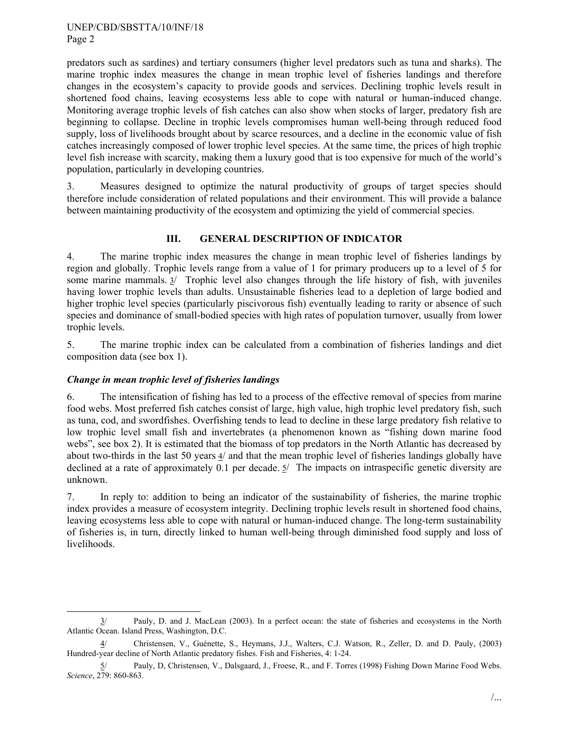predators such as sardines) and tertiary consumers (higher level predators such as tuna and sharks). The marine trophic index measures the change in mean trophic level of fisheries landings and therefore changes in the ecosystem's capacity to provide goods and services. Declining trophic levels result in shortened food chains, leaving ecosystems less able to cope with natural or human-induced change. Monitoring average trophic levels of fish catches can also show when stocks of larger, predatory fish are beginning to collapse. Decline in trophic levels compromises human well-being through reduced food supply, loss of livelihoods brought about by scarce resources, and a decline in the economic value of fish catches increasingly composed of lower trophic level species. At the same time, the prices of high trophic level fish increase with scarcity, making them a luxury good that is too expensive for much of the world's population, particularly in developing countries.

3. Measures designed to optimize the natural productivity of groups of target species should therefore include consideration of related populations and their environment. This will provide a balance between maintaining productivity of the ecosystem and optimizing the yield of commercial species.

## III. GENERAL DESCRIPTION OF INDICATOR

4. The marine trophic index measures the change in mean trophic level of fisheries landings by region and globally. Trophic levels range from a value of 1 for primary producers up to a level of 5 for some marine mammals. 3/ Trophic level also changes through the life history of fish, with juveniles having lower trophic levels than adults. Unsustainable fisheries lead to a depletion of large bodied and higher trophic level species (particularly piscivorous fish) eventually leading to rarity or absence of such species and dominance of small-bodied species with high rates of population turnover, usually from lower trophic levels.

5. The marine trophic index can be calculated from a combination of fisheries landings and diet composition data (see box 1).

### *Change in mean trophic level of fisheries landings*

6. The intensification of fishing has led to a process of the effective removal of species from marine food webs. Most preferred fish catches consist of large, high value, high trophic level predatory fish, such as tuna, cod, and swordfishes. Overfishing tends to lead to decline in these large predatory fish relative to low trophic level small fish and invertebrates (a phenomenon known as "fishing down marine food webs", see box 2). It is estimated that the biomass of top predators in the North Atlantic has decreased by about two-thirds in the last 50 years 4/ and that the mean trophic level of fisheries landings globally have declined at a rate of approximately 0.1 per decade. 5/ The impacts on intraspecific genetic diversity are unknown.

7. In reply to: addition to being an indicator of the sustainability of fisheries, the marine trophic index provides a measure of ecosystem integrity. Declining trophic levels result in shortened food chains, leaving ecosystems less able to cope with natural or human-induced change. The long-term sustainability of fisheries is, in turn, directly linked to human well-being through diminished food supply and loss of livelihoods.

---

3/ Pauly, D. and J. MacLean (2003). In a perfect ocean: the state of fisheries and ecosystems in the North Atlantic Ocean. Island Press, Washington, D.C.

4/ Christensen, V., Guénette, S., Heymans, J.J., Walters, C.J. Watson, R., Zeller, D. and D. Pauly, (2003) Hundred-year decline of North Atlantic predatory fishes. Fish and Fisheries, 4: 1-24.

5/ Pauly, D, Christensen, V., Dalsgaard, J., Froese, R., and F. Torres (1998) Fishing Down Marine Food Webs. *Science*, 279: 860-863.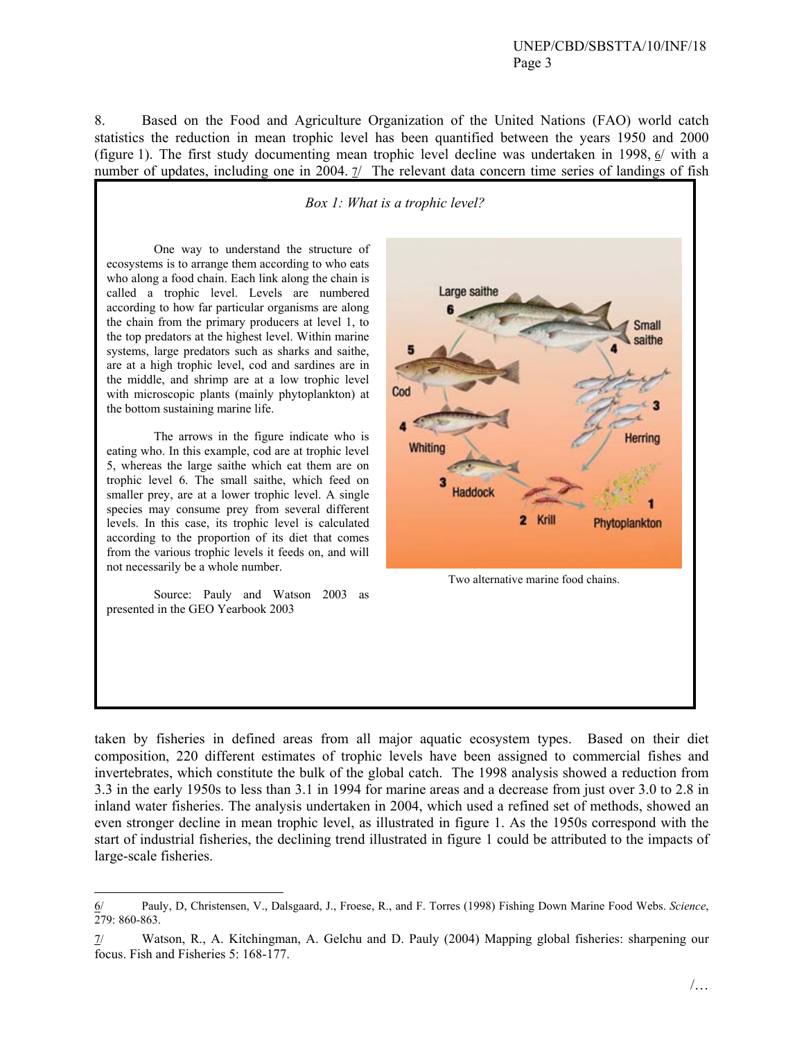8. Based on the Food and Agriculture Organization of the United Nations (FAO) world catch statistics the reduction in mean trophic level has been quantified between the years 1950 and 2000 (figure 1). The first study documenting mean trophic level decline was undertaken in 1998, 6/ with a number of updates, including one in 2004. 7/ The relevant data concern time series of landings of fish taken by fisheries in defined areas from all major aquatic ecosystem types. Based on their diet composition, 220 different estimates of trophic levels have been assigned to commercial fishes and invertebrates, which constitute the bulk of the global catch. The 1998 analysis showed a reduction from 3.3 in the early 1950s to less than 3.1 in 1994 for marine areas and a decrease from just over 3.0 to 2.8 in inland water fisheries. The analysis undertaken in 2004, which used a refined set of methods, showed an even stronger decline in mean trophic level, as illustrated in figure 1. As the 1950s correspond with the start of industrial fisheries, the declining trend illustrated in figure 1 could be attributed to the impacts of large-scale fisheries.

*Box 1: What is a trophic level?*

One way to understand the structure of ecosystems is to arrange them according to who eats who along a food chain. Each link along the chain is called a trophic level. Levels are numbered according to how far particular organisms are along the chain from the primary producers at level 1, to the top predators at the highest level. Within marine systems, large predators such as sharks and saithe, are at a high trophic level, cod and sardines are in the middle, and shrimp are at a low trophic level with microscopic plants (mainly phytoplankton) at the bottom sustaining marine life.

The arrows in the figure indicate who is eating who. In this example, cod are at trophic level 5, whereas the large saithe which eat them are on trophic level 6. The small saithe, which feed on smaller prey, are at a lower trophic level. A single species may consume prey from several different levels. In this case, its trophic level is calculated according to the proportion of its diet that comes from the various trophic levels it feeds on, and will not necessarily be a whole number.

Source: Pauly and Watson 2003 as presented in the GEO Yearbook 2003

Two alternative marine food chains.

---

6/ Pauly, D, Christensen, V., Dalsgaard, J., Froese, R., and F. Torres (1998) Fishing Down Marine Food Webs. *Science*, 279: 860-863.

7/ Watson, R., A. Kitchingman, A. Gelchu and D. Pauly (2004) Mapping global fisheries: sharpening our focus. Fish and Fisheries 5: 168-177.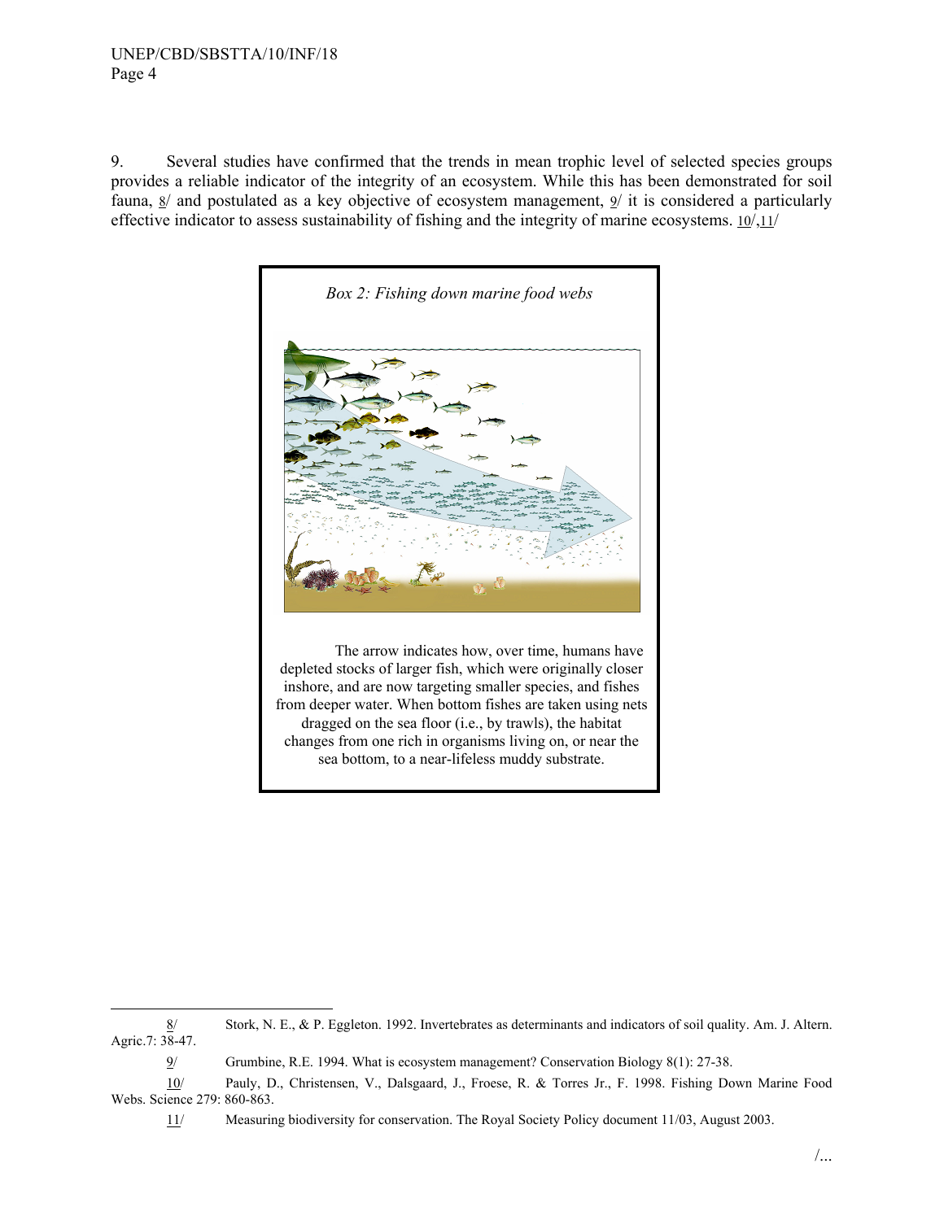9. Several studies have confirmed that the trends in mean trophic level of selected species groups provides a reliable indicator of the integrity of an ecosystem. While this has been demonstrated for soil fauna, 8/ and postulated as a key objective of ecosystem management, 9/ it is considered a particularly effective indicator to assess sustainability of fishing and the integrity of marine ecosystems. 10/,11/

*Box 2: Fishing down marine food webs*

The arrow indicates how, over time, humans have depleted stocks of larger fish, which were originally closer inshore, and are now targeting smaller species, and fishes from deeper water. When bottom fishes are taken using nets dragged on the sea floor (i.e., by trawls), the habitat changes from one rich in organisms living on, or near the sea bottom, to a near-lifeless muddy substrate.

---

8/ Stork, N. E., & P. Eggleton. 1992. Invertebrates as determinants and indicators of soil quality. Am. J. Altern. Agric.7: 38-47.

9/ Grumbine, R.E. 1994. What is ecosystem management? Conservation Biology 8(1): 27-38.

10/ Pauly, D., Christensen, V., Dalsgaard, J., Froese, R. & Torres Jr., F. 1998. Fishing Down Marine Food Webs. Science 279: 860-863.

11/ Measuring biodiversity for conservation. The Royal Society Policy document 11/03, August 2003.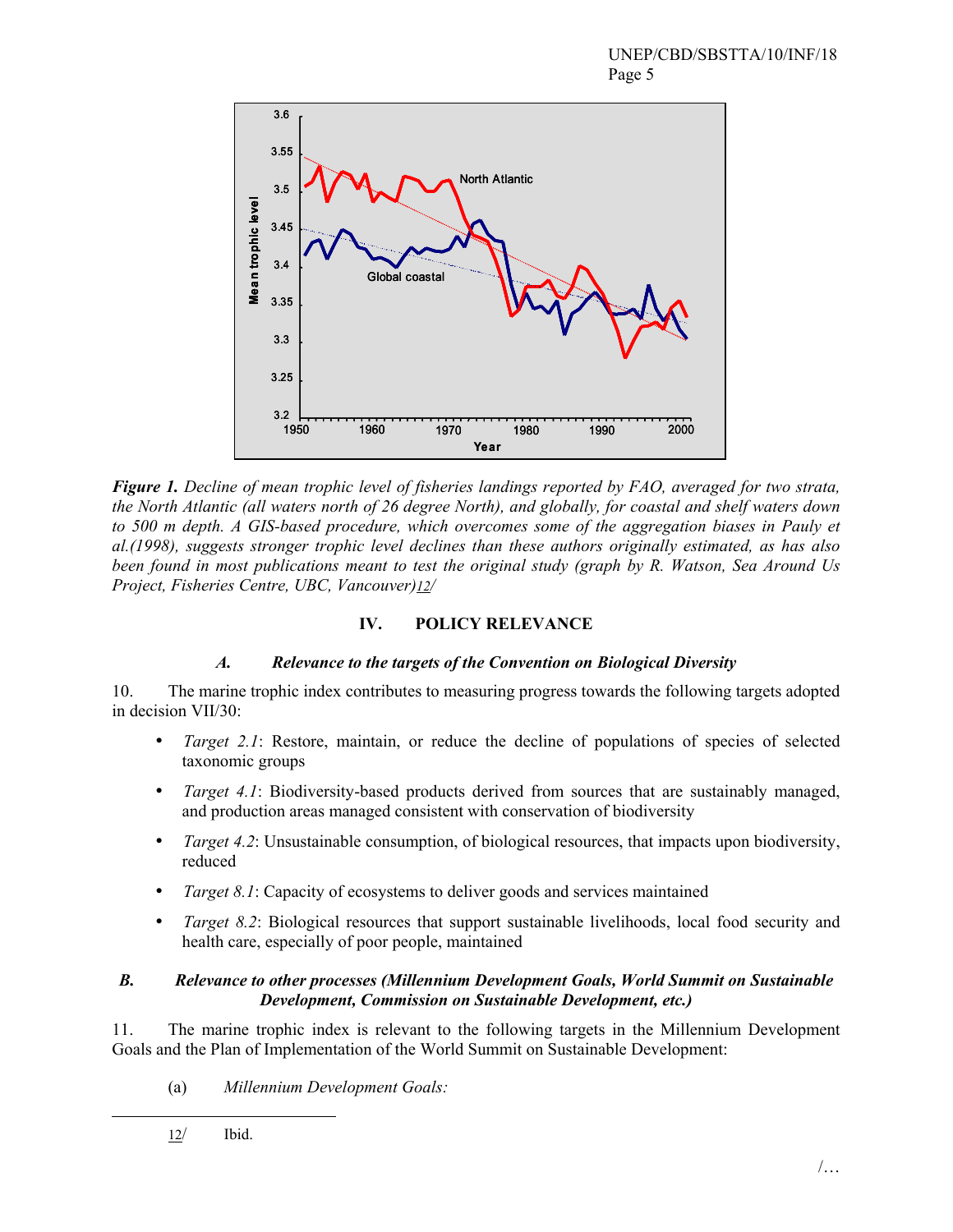*Figure 1. Decline of mean trophic level of fisheries landings reported by FAO, averaged for two strata, the North Atlantic (all waters north of 26 degree North), and globally, for coastal and shelf waters down to 500 m depth. A GIS-based procedure, which overcomes some of the aggregation biases in Pauly et al.(1998), suggests stronger trophic level declines than these authors originally estimated, as has also been found in most publications meant to test the original study (graph by R. Watson, Sea Around Us Project, Fisheries Centre, UBC, Vancouver)12/*

## IV. POLICY RELEVANCE

### *A. Relevance to the targets of the Convention on Biological Diversity*

10. The marine trophic index contributes to measuring progress towards the following targets adopted in decision VII/30:

- *Target 2.1*: Restore, maintain, or reduce the decline of populations of species of selected taxonomic groups
- *Target 4.1*: Biodiversity-based products derived from sources that are sustainably managed, and production areas managed consistent with conservation of biodiversity
- *Target 4.2*: Unsustainable consumption, of biological resources, that impacts upon biodiversity, reduced
- *Target 8.1*: Capacity of ecosystems to deliver goods and services maintained
- *Target 8.2*: Biological resources that support sustainable livelihoods, local food security and health care, especially of poor people, maintained

### *B. Relevance to other processes (Millennium Development Goals, World Summit on Sustainable Development, Commission on Sustainable Development, etc.)*

11. The marine trophic index is relevant to the following targets in the Millennium Development Goals and the Plan of Implementation of the World Summit on Sustainable Development:

(a) *Millennium Development Goals:*

---

12/ Ibid.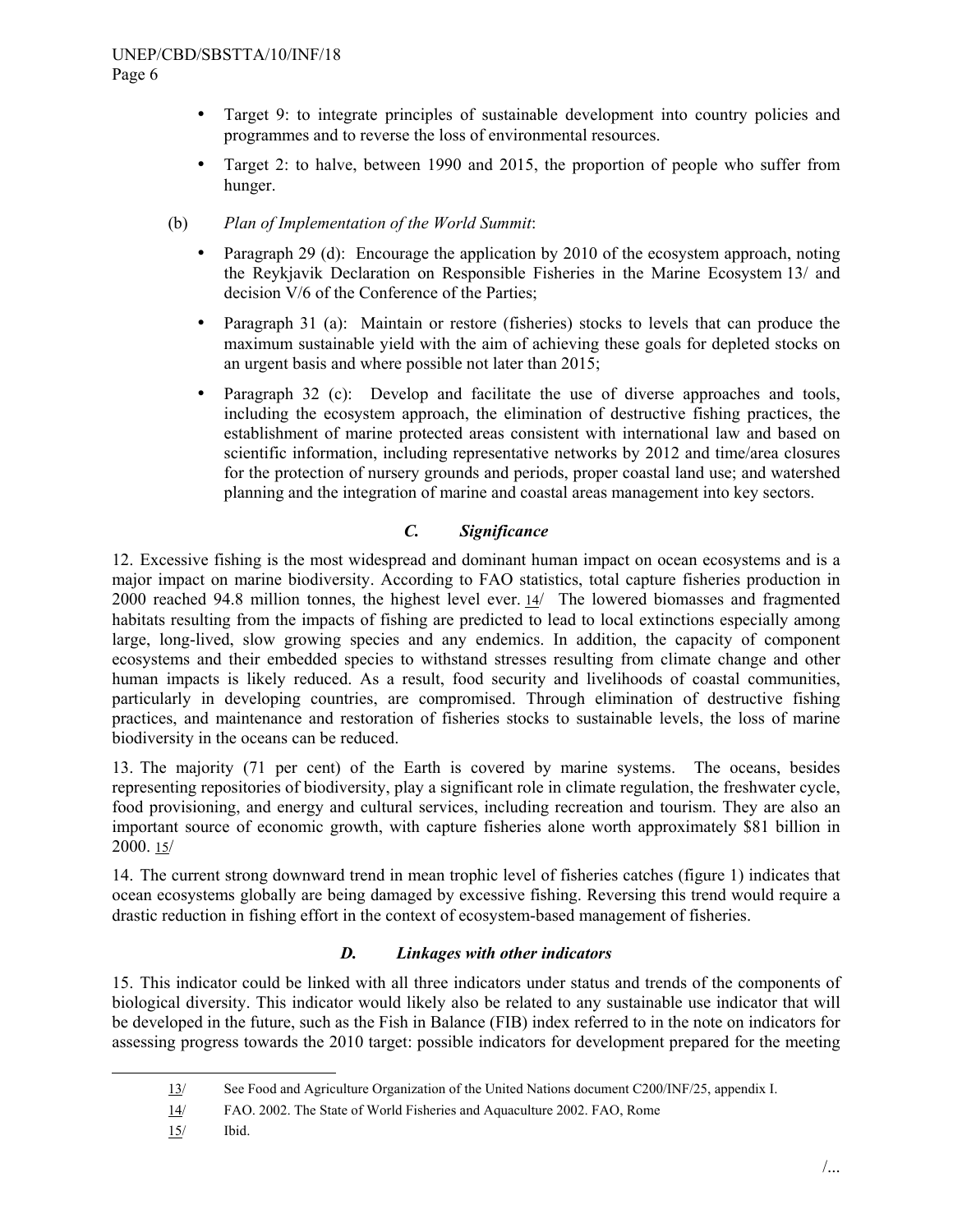- Target 9: to integrate principles of sustainable development into country policies and programmes and to reverse the loss of environmental resources.
- Target 2: to halve, between 1990 and 2015, the proportion of people who suffer from hunger.

(b) *Plan of Implementation of the World Summit*:

- Paragraph 29 (d): Encourage the application by 2010 of the ecosystem approach, noting the Reykjavik Declaration on Responsible Fisheries in the Marine Ecosystem 13/ and decision V/6 of the Conference of the Parties;
- Paragraph 31 (a): Maintain or restore (fisheries) stocks to levels that can produce the maximum sustainable yield with the aim of achieving these goals for depleted stocks on an urgent basis and where possible not later than 2015;
- Paragraph 32 (c): Develop and facilitate the use of diverse approaches and tools, including the ecosystem approach, the elimination of destructive fishing practices, the establishment of marine protected areas consistent with international law and based on scientific information, including representative networks by 2012 and time/area closures for the protection of nursery grounds and periods, proper coastal land use; and watershed planning and the integration of marine and coastal areas management into key sectors.

### *C. Significance*

12. Excessive fishing is the most widespread and dominant human impact on ocean ecosystems and is a major impact on marine biodiversity. According to FAO statistics, total capture fisheries production in 2000 reached 94.8 million tonnes, the highest level ever. 14/ The lowered biomasses and fragmented habitats resulting from the impacts of fishing are predicted to lead to local extinctions especially among large, long-lived, slow growing species and any endemics. In addition, the capacity of component ecosystems and their embedded species to withstand stresses resulting from climate change and other human impacts is likely reduced. As a result, food security and livelihoods of coastal communities, particularly in developing countries, are compromised. Through elimination of destructive fishing practices, and maintenance and restoration of fisheries stocks to sustainable levels, the loss of marine biodiversity in the oceans can be reduced.

13. The majority (71 per cent) of the Earth is covered by marine systems. The oceans, besides representing repositories of biodiversity, play a significant role in climate regulation, the freshwater cycle, food provisioning, and energy and cultural services, including recreation and tourism. They are also an important source of economic growth, with capture fisheries alone worth approximately $81 billion in 2000. 15/

14. The current strong downward trend in mean trophic level of fisheries catches (figure 1) indicates that ocean ecosystems globally are being damaged by excessive fishing. Reversing this trend would require a drastic reduction in fishing effort in the context of ecosystem-based management of fisheries.

### *D. Linkages with other indicators*

15. This indicator could be linked with all three indicators under status and trends of the components of biological diversity. This indicator would likely also be related to any sustainable use indicator that will be developed in the future, such as the Fish in Balance (FIB) index referred to in the note on indicators for assessing progress towards the 2010 target: possible indicators for development prepared for the meeting

---

13/ See Food and Agriculture Organization of the United Nations document C200/INF/25, appendix I.

14/ FAO. 2002. The State of World Fisheries and Aquaculture 2002. FAO, Rome

15/ Ibid.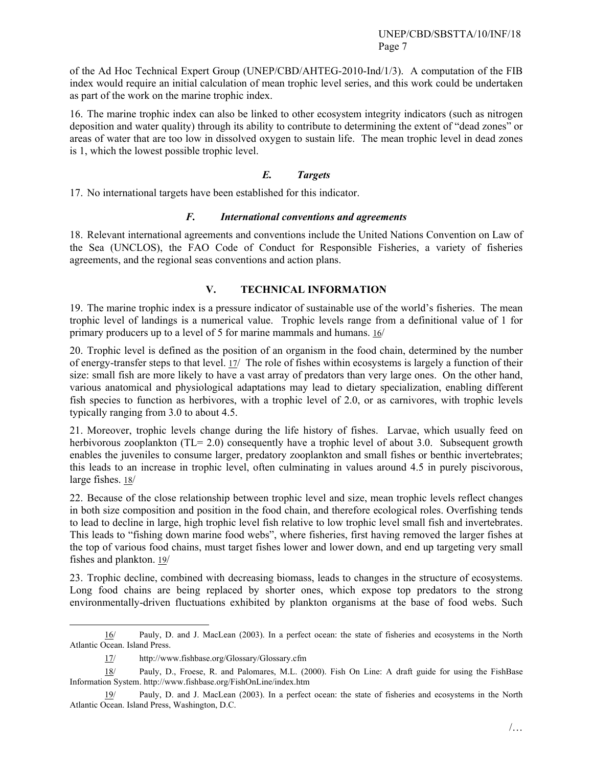of the Ad Hoc Technical Expert Group (UNEP/CBD/AHTEG-2010-Ind/1/3). A computation of the FIB index would require an initial calculation of mean trophic level series, and this work could be undertaken as part of the work on the marine trophic index.

16. The marine trophic index can also be linked to other ecosystem integrity indicators (such as nitrogen deposition and water quality) through its ability to contribute to determining the extent of "dead zones" or areas of water that are too low in dissolved oxygen to sustain life. The mean trophic level in dead zones is 1, which the lowest possible trophic level.

### *E. Targets*

17. No international targets have been established for this indicator.

### *F. International conventions and agreements*

18. Relevant international agreements and conventions include the United Nations Convention on Law of the Sea (UNCLOS), the FAO Code of Conduct for Responsible Fisheries, a variety of fisheries agreements, and the regional seas conventions and action plans.

## V. TECHNICAL INFORMATION

19. The marine trophic index is a pressure indicator of sustainable use of the world's fisheries. The mean trophic level of landings is a numerical value. Trophic levels range from a definitional value of 1 for primary producers up to a level of 5 for marine mammals and humans. 16/

20. Trophic level is defined as the position of an organism in the food chain, determined by the number of energy-transfer steps to that level. 17/ The role of fishes within ecosystems is largely a function of their size: small fish are more likely to have a vast array of predators than very large ones. On the other hand, various anatomical and physiological adaptations may lead to dietary specialization, enabling different fish species to function as herbivores, with a trophic level of 2.0, or as carnivores, with trophic levels typically ranging from 3.0 to about 4.5.

21. Moreover, trophic levels change during the life history of fishes. Larvae, which usually feed on herbivorous zooplankton (TL= 2.0) consequently have a trophic level of about 3.0. Subsequent growth enables the juveniles to consume larger, predatory zooplankton and small fishes or benthic invertebrates; this leads to an increase in trophic level, often culminating in values around 4.5 in purely piscivorous, large fishes. 18/

22. Because of the close relationship between trophic level and size, mean trophic levels reflect changes in both size composition and position in the food chain, and therefore ecological roles. Overfishing tends to lead to decline in large, high trophic level fish relative to low trophic level small fish and invertebrates. This leads to "fishing down marine food webs", where fisheries, first having removed the larger fishes at the top of various food chains, must target fishes lower and lower down, and end up targeting very small fishes and plankton. 19/

23. Trophic decline, combined with decreasing biomass, leads to changes in the structure of ecosystems. Long food chains are being replaced by shorter ones, which expose top predators to the strong environmentally-driven fluctuations exhibited by plankton organisms at the base of food webs. Such

---

16/ Pauly, D. and J. MacLean (2003). In a perfect ocean: the state of fisheries and ecosystems in the North Atlantic Ocean. Island Press.

17/ http://www.fishbase.org/Glossary/Glossary.cfm

18/ Pauly, D., Froese, R. and Palomares, M.L. (2000). Fish On Line: A draft guide for using the FishBase Information System. http://www.fishbase.org/FishOnLine/index.htm

19/ Pauly, D. and J. MacLean (2003). In a perfect ocean: the state of fisheries and ecosystems in the North Atlantic Ocean. Island Press, Washington, D.C.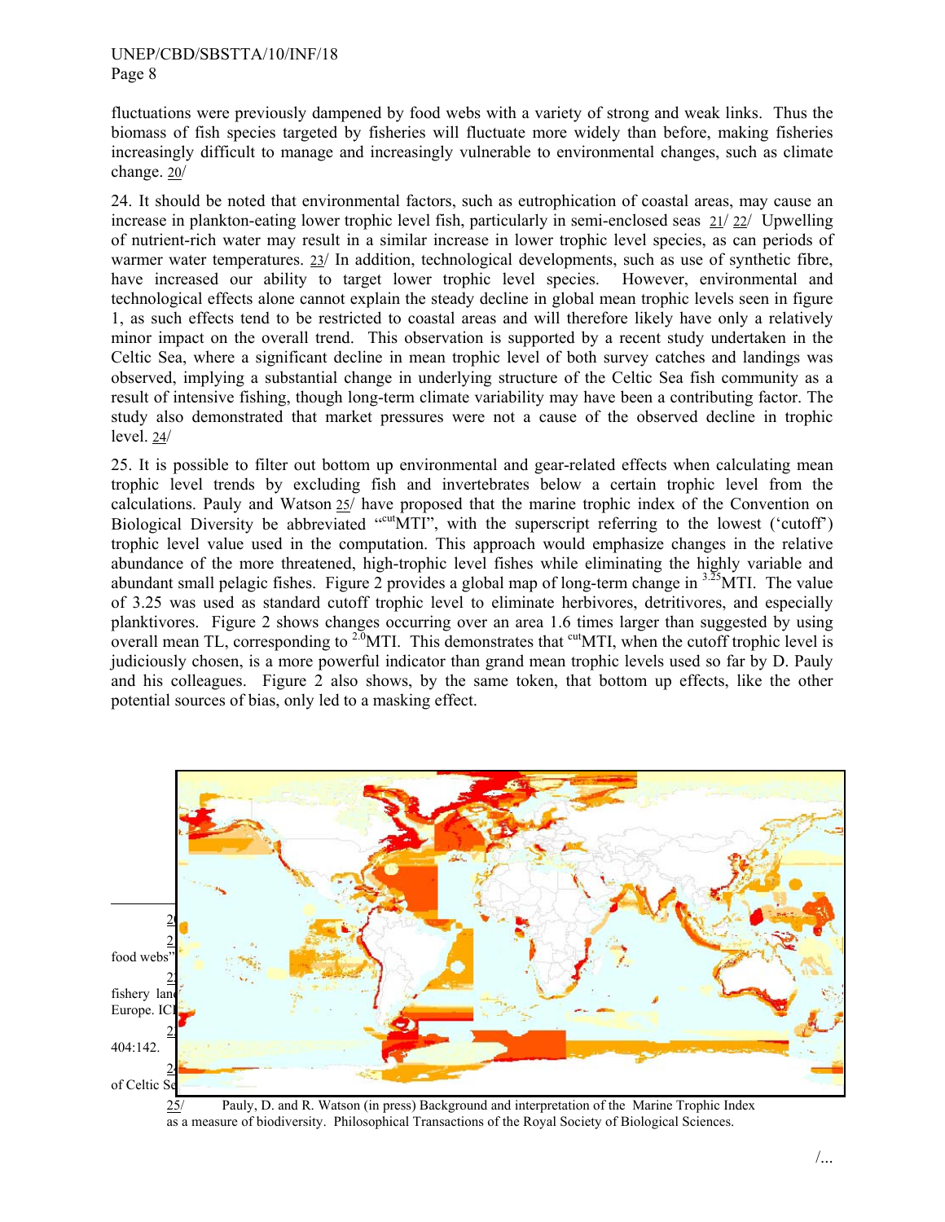fluctuations were previously dampened by food webs with a variety of strong and weak links. Thus the biomass of fish species targeted by fisheries will fluctuate more widely than before, making fisheries increasingly difficult to manage and increasingly vulnerable to environmental changes, such as climate change. 20/

24. It should be noted that environmental factors, such as eutrophication of coastal areas, may cause an increase in plankton-eating lower trophic level fish, particularly in semi-enclosed seas 21/ 22/ Upwelling of nutrient-rich water may result in a similar increase in lower trophic level species, as can periods of warmer water temperatures. 23/ In addition, technological developments, such as use of synthetic fibre, have increased our ability to target lower trophic level species. However, environmental and technological effects alone cannot explain the steady decline in global mean trophic levels seen in figure 1, as such effects tend to be restricted to coastal areas and will therefore likely have only a relatively minor impact on the overall trend. This observation is supported by a recent study undertaken in the Celtic Sea, where a significant decline in mean trophic level of both survey catches and landings was observed, implying a substantial change in underlying structure of the Celtic Sea fish community as a result of intensive fishing, though long-term climate variability may have been a contributing factor. The study also demonstrated that market pressures were not a cause of the observed decline in trophic level. 24/

25. It is possible to filter out bottom up environmental and gear-related effects when calculating mean trophic level trends by excluding fish and invertebrates below a certain trophic level from the calculations. Pauly and Watson 25/ have proposed that the marine trophic index of the Convention on Biological Diversity be abbreviated "${}^{cut}$MTI", with the superscript referring to the lowest ('cutoff') trophic level value used in the computation. This approach would emphasize changes in the relative abundance of the more threatened, high-trophic level fishes while eliminating the highly variable and abundant small pelagic fishes. Figure 2 provides a global map of long-term change in ${}^{3.25}$MTI. The value of 3.25 was used as standard cutoff trophic level to eliminate herbivores, detritivores, and especially planktivores. Figure 2 shows changes occurring over an area 1.6 times larger than suggested by using overall mean TL, corresponding to ${}^{2.0}$MTI. This demonstrates that ${}^{cut}$MTI, when the cutoff trophic level is judiciously chosen, is a more powerful indicator than grand mean trophic levels used so far by D. Pauly and his colleagues. Figure 2 also shows, by the same token, that bottom up effects, like the other potential sources of bias, only led to a masking effect.

---

25/ Pauly, D. and R. Watson (in press) Background and interpretation of the Marine Trophic Index as a measure of biodiversity. Philosophical Transactions of the Royal Society of Biological Sciences.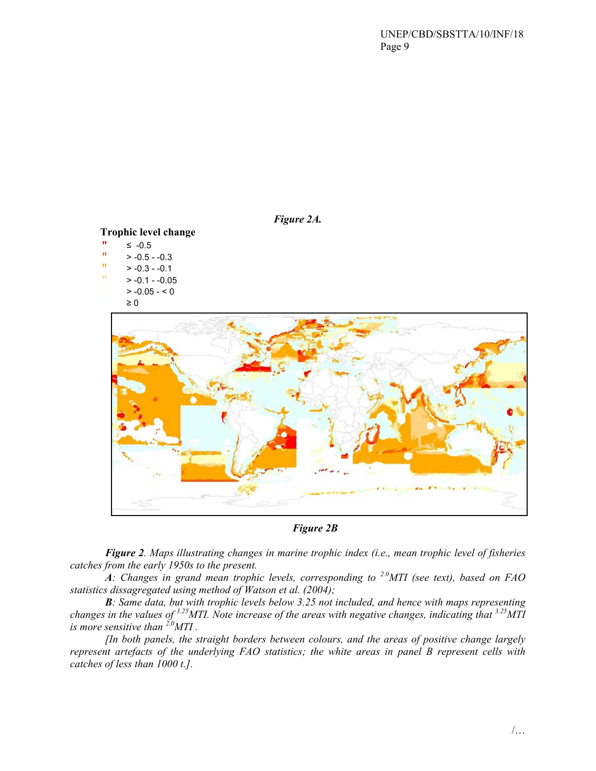*Figure 2A.*

**Trophic level change**

- ≤ -0.5
- > -0.5 - -0.3
- > -0.3 - -0.1
- > -0.1 - -0.05
- > -0.05 - < 0
- ≥ 0

*Figure 2B*

***Figure 2**. Maps illustrating changes in marine trophic index (i.e., mean trophic level of fisheries catches from the early 1950s to the present.*

***A**: Changes in grand mean trophic levels, corresponding to $^{2.0}$MTI (see text), based on FAO statistics dissagregated using method of Watson et al. (2004);*

***B**: Same data, but with trophic levels below 3.25 not included, and hence with maps representing changes in the values of $^{3.25}$MTI. Note increase of the areas with negative changes, indicating that $^{3.25}$MTI is more sensitive than $^{2.0}$MTI .*

*[In both panels, the straight borders between colours, and the areas of positive change largely represent artefacts of the underlying FAO statistics; the white areas in panel B represent cells with catches of less than 1000 t.].*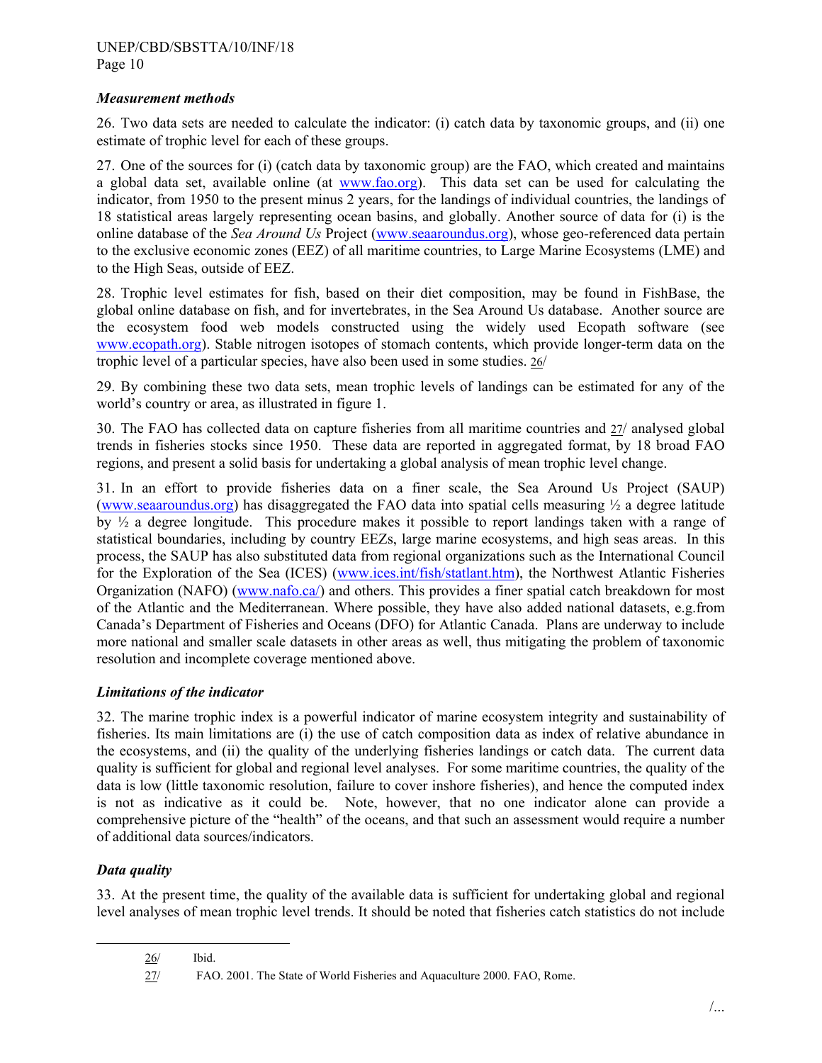### *Measurement methods*

26. Two data sets are needed to calculate the indicator: (i) catch data by taxonomic groups, and (ii) one estimate of trophic level for each of these groups.

27. One of the sources for (i) (catch data by taxonomic group) are the FAO, which created and maintains a global data set, available online (at www.fao.org). This data set can be used for calculating the indicator, from 1950 to the present minus 2 years, for the landings of individual countries, the landings of 18 statistical areas largely representing ocean basins, and globally. Another source of data for (i) is the online database of the *Sea Around Us* Project (www.seaaroundus.org), whose geo-referenced data pertain to the exclusive economic zones (EEZ) of all maritime countries, to Large Marine Ecosystems (LME) and to the High Seas, outside of EEZ.

28. Trophic level estimates for fish, based on their diet composition, may be found in FishBase, the global online database on fish, and for invertebrates, in the Sea Around Us database. Another source are the ecosystem food web models constructed using the widely used Ecopath software (see www.ecopath.org). Stable nitrogen isotopes of stomach contents, which provide longer-term data on the trophic level of a particular species, have also been used in some studies. 26/

29. By combining these two data sets, mean trophic levels of landings can be estimated for any of the world's country or area, as illustrated in figure 1.

30. The FAO has collected data on capture fisheries from all maritime countries and 27/ analysed global trends in fisheries stocks since 1950. These data are reported in aggregated format, by 18 broad FAO regions, and present a solid basis for undertaking a global analysis of mean trophic level change.

31. In an effort to provide fisheries data on a finer scale, the Sea Around Us Project (SAUP) (www.seaaroundus.org) has disaggregated the FAO data into spatial cells measuring ½ a degree latitude by ½ a degree longitude. This procedure makes it possible to report landings taken with a range of statistical boundaries, including by country EEZs, large marine ecosystems, and high seas areas. In this process, the SAUP has also substituted data from regional organizations such as the International Council for the Exploration of the Sea (ICES) (www.ices.int/fish/statlant.htm), the Northwest Atlantic Fisheries Organization (NAFO) (www.nafo.ca/) and others. This provides a finer spatial catch breakdown for most of the Atlantic and the Mediterranean. Where possible, they have also added national datasets, e.g.from Canada's Department of Fisheries and Oceans (DFO) for Atlantic Canada. Plans are underway to include more national and smaller scale datasets in other areas as well, thus mitigating the problem of taxonomic resolution and incomplete coverage mentioned above.

### *Limitations of the indicator*

32. The marine trophic index is a powerful indicator of marine ecosystem integrity and sustainability of fisheries. Its main limitations are (i) the use of catch composition data as index of relative abundance in the ecosystems, and (ii) the quality of the underlying fisheries landings or catch data. The current data quality is sufficient for global and regional level analyses. For some maritime countries, the quality of the data is low (little taxonomic resolution, failure to cover inshore fisheries), and hence the computed index is not as indicative as it could be. Note, however, that no one indicator alone can provide a comprehensive picture of the "health" of the oceans, and that such an assessment would require a number of additional data sources/indicators.

### *Data quality*

33. At the present time, the quality of the available data is sufficient for undertaking global and regional level analyses of mean trophic level trends. It should be noted that fisheries catch statistics do not include

---

26/ Ibid.

27/ FAO. 2001. The State of World Fisheries and Aquaculture 2000. FAO, Rome.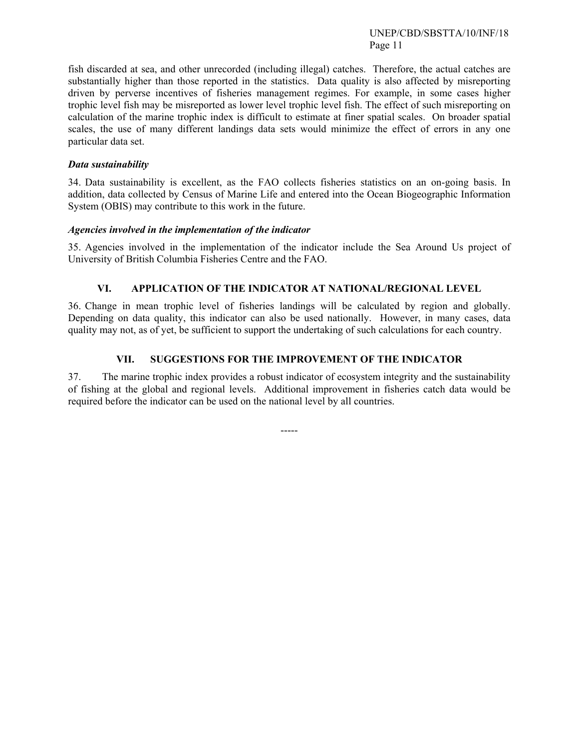fish discarded at sea, and other unrecorded (including illegal) catches. Therefore, the actual catches are substantially higher than those reported in the statistics. Data quality is also affected by misreporting driven by perverse incentives of fisheries management regimes. For example, in some cases higher trophic level fish may be misreported as lower level trophic level fish. The effect of such misreporting on calculation of the marine trophic index is difficult to estimate at finer spatial scales. On broader spatial scales, the use of many different landings data sets would minimize the effect of errors in any one particular data set.

***Data sustainability***

34. Data sustainability is excellent, as the FAO collects fisheries statistics on an on-going basis. In addition, data collected by Census of Marine Life and entered into the Ocean Biogeographic Information System (OBIS) may contribute to this work in the future.

***Agencies involved in the implementation of the indicator***

35. Agencies involved in the implementation of the indicator include the Sea Around Us project of University of British Columbia Fisheries Centre and the FAO.

## VI. APPLICATION OF THE INDICATOR AT NATIONAL/REGIONAL LEVEL

36. Change in mean trophic level of fisheries landings will be calculated by region and globally. Depending on data quality, this indicator can also be used nationally. However, in many cases, data quality may not, as of yet, be sufficient to support the undertaking of such calculations for each country.

## VII. SUGGESTIONS FOR THE IMPROVEMENT OF THE INDICATOR

37. The marine trophic index provides a robust indicator of ecosystem integrity and the sustainability of fishing at the global and regional levels. Additional improvement in fisheries catch data would be required before the indicator can be used on the national level by all countries.

-----